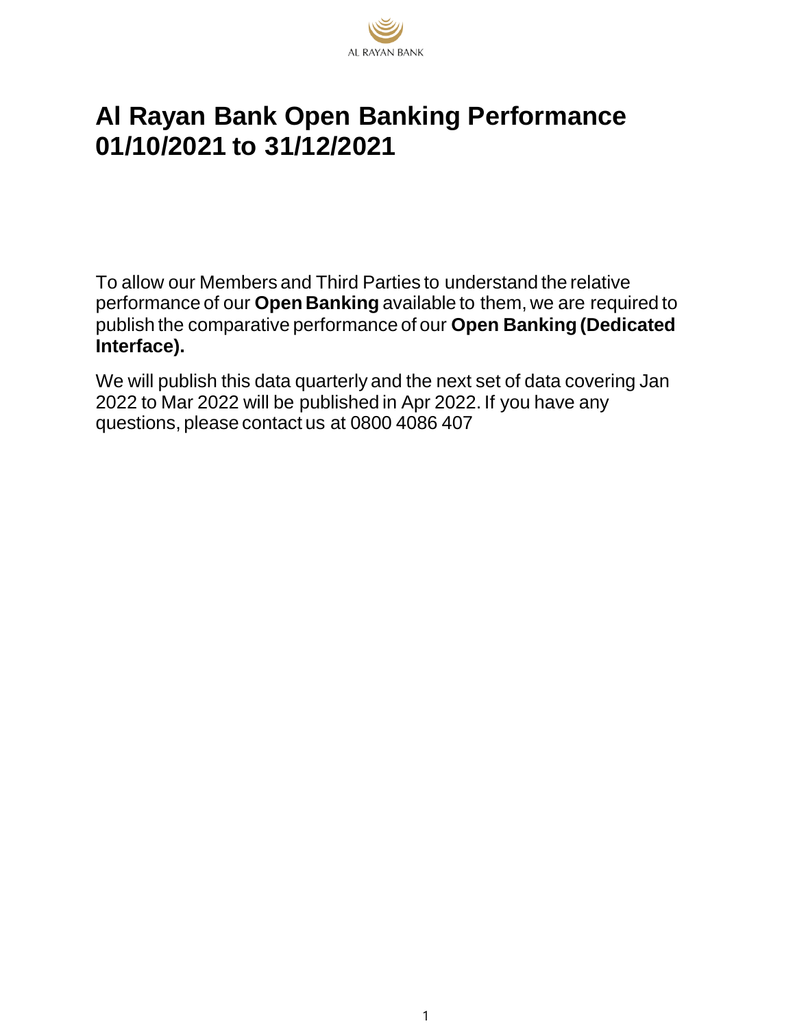AL RAYAN BANK

# Al Rayan Bank Open Banking Performance 01/10/2021 to 31/12/2021

To allow our Members and Third Parties to understand the relative performance of our **Open Banking** available to them, we are required to publish the comparative performance of our **Open Banking (Dedicated Interface).**

We will publish this data quarterly and the next set of data covering Jan 2022 to Mar 2022 will be published in Apr 2022. If you have any questions, please contact us at 0800 4086 407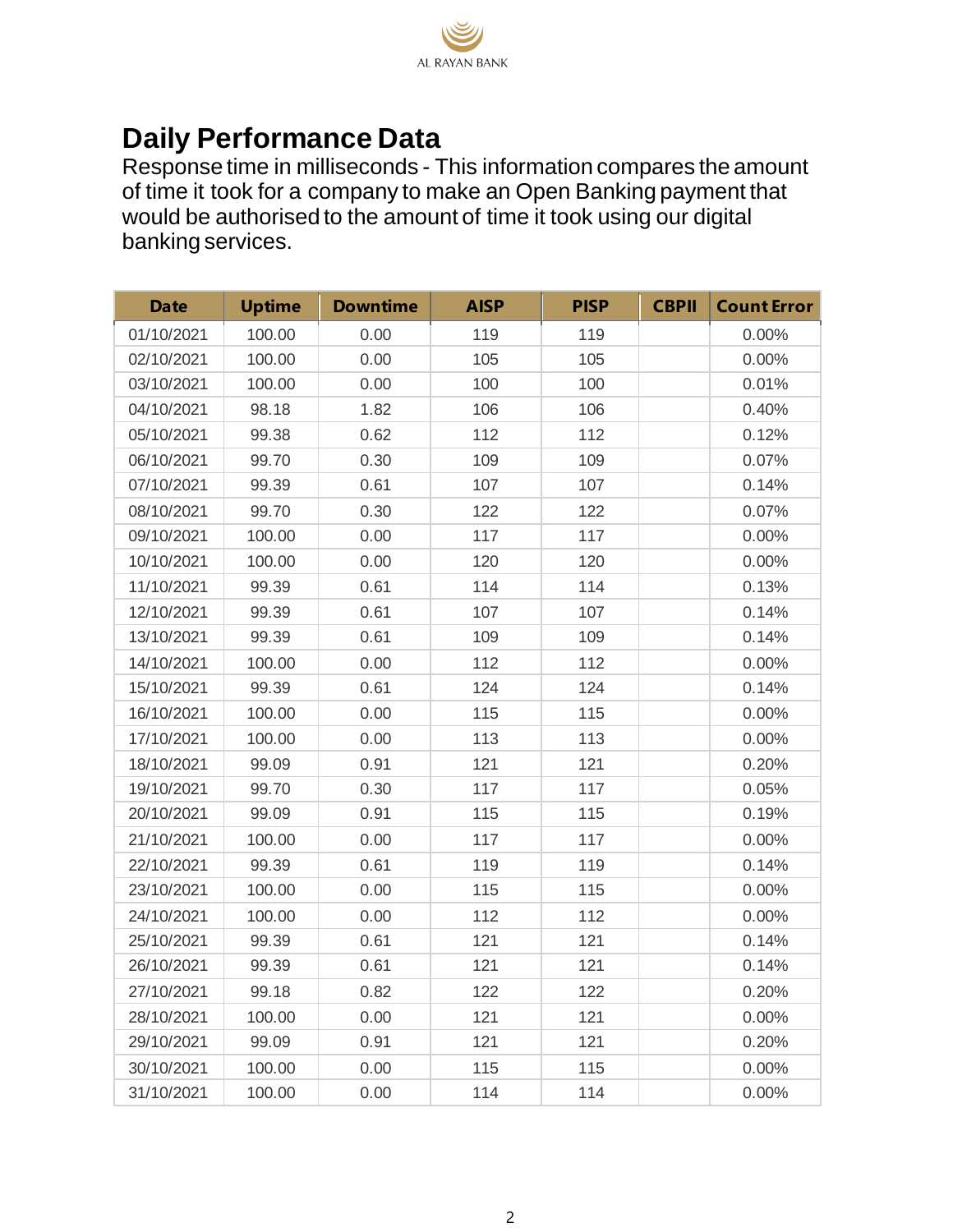# Daily Performance Data

Response time in milliseconds - This information compares the amount of time it took for a company to make an Open Banking payment that would be authorised to the amount of time it took using our digital banking services.

| Date | Uptime | Downtime | AISP | PISP | CBPII | Count Error |
|---|---|---|---|---|---|---|
| 01/10/2021 | 100.00 | 0.00 | 119 | 119 | | 0.00% |
| 02/10/2021 | 100.00 | 0.00 | 105 | 105 | | 0.00% |
| 03/10/2021 | 100.00 | 0.00 | 100 | 100 | | 0.01% |
| 04/10/2021 | 98.18 | 1.82 | 106 | 106 | | 0.40% |
| 05/10/2021 | 99.38 | 0.62 | 112 | 112 | | 0.12% |
| 06/10/2021 | 99.70 | 0.30 | 109 | 109 | | 0.07% |
| 07/10/2021 | 99.39 | 0.61 | 107 | 107 | | 0.14% |
| 08/10/2021 | 99.70 | 0.30 | 122 | 122 | | 0.07% |
| 09/10/2021 | 100.00 | 0.00 | 117 | 117 | | 0.00% |
| 10/10/2021 | 100.00 | 0.00 | 120 | 120 | | 0.00% |
| 11/10/2021 | 99.39 | 0.61 | 114 | 114 | | 0.13% |
| 12/10/2021 | 99.39 | 0.61 | 107 | 107 | | 0.14% |
| 13/10/2021 | 99.39 | 0.61 | 109 | 109 | | 0.14% |
| 14/10/2021 | 100.00 | 0.00 | 112 | 112 | | 0.00% |
| 15/10/2021 | 99.39 | 0.61 | 124 | 124 | | 0.14% |
| 16/10/2021 | 100.00 | 0.00 | 115 | 115 | | 0.00% |
| 17/10/2021 | 100.00 | 0.00 | 113 | 113 | | 0.00% |
| 18/10/2021 | 99.09 | 0.91 | 121 | 121 | | 0.20% |
| 19/10/2021 | 99.70 | 0.30 | 117 | 117 | | 0.05% |
| 20/10/2021 | 99.09 | 0.91 | 115 | 115 | | 0.19% |
| 21/10/2021 | 100.00 | 0.00 | 117 | 117 | | 0.00% |
| 22/10/2021 | 99.39 | 0.61 | 119 | 119 | | 0.14% |
| 23/10/2021 | 100.00 | 0.00 | 115 | 115 | | 0.00% |
| 24/10/2021 | 100.00 | 0.00 | 112 | 112 | | 0.00% |
| 25/10/2021 | 99.39 | 0.61 | 121 | 121 | | 0.14% |
| 26/10/2021 | 99.39 | 0.61 | 121 | 121 | | 0.14% |
| 27/10/2021 | 99.18 | 0.82 | 122 | 122 | | 0.20% |
| 28/10/2021 | 100.00 | 0.00 | 121 | 121 | | 0.00% |
| 29/10/2021 | 99.09 | 0.91 | 121 | 121 | | 0.20% |
| 30/10/2021 | 100.00 | 0.00 | 115 | 115 | | 0.00% |
| 31/10/2021 | 100.00 | 0.00 | 114 | 114 | | 0.00% |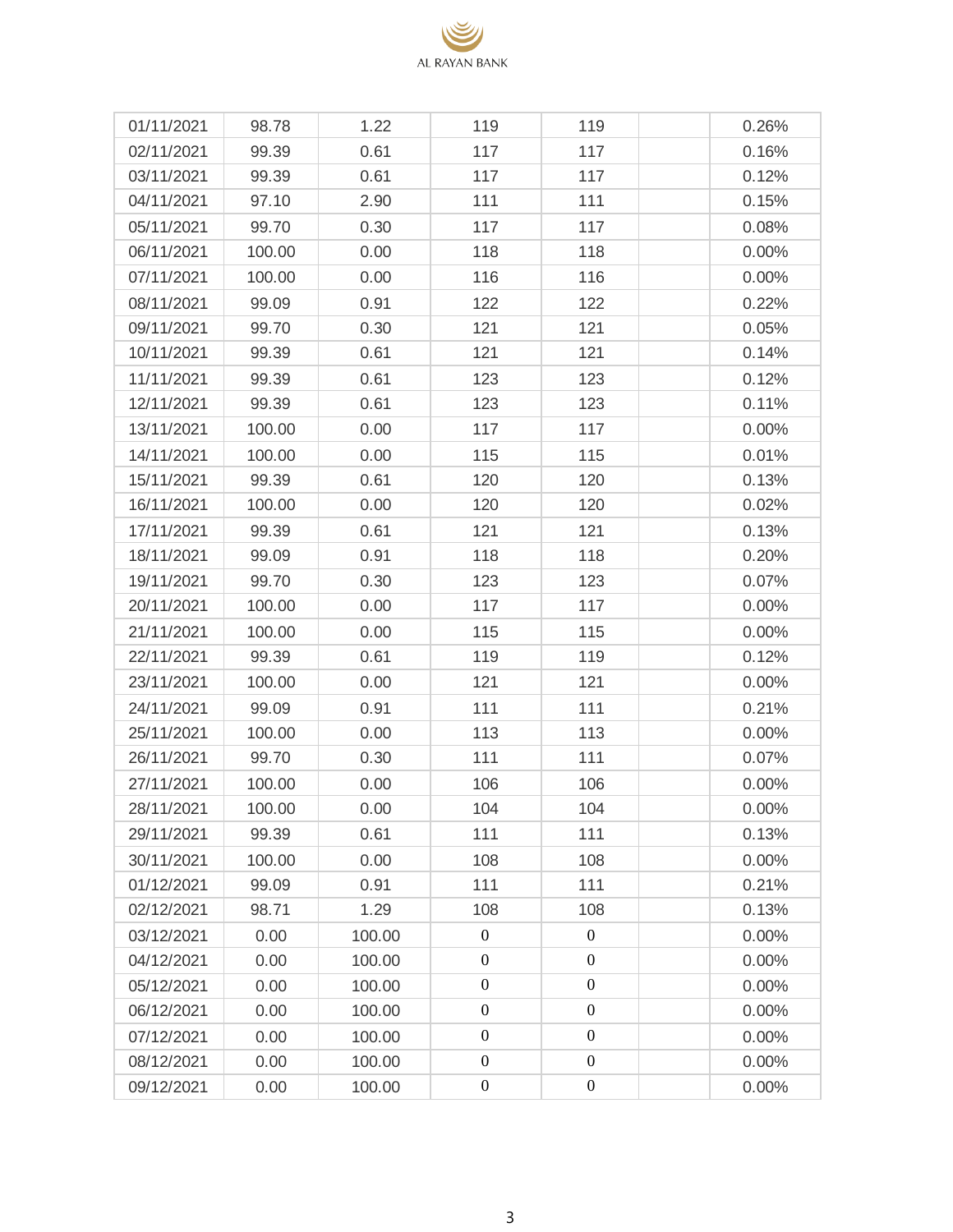| | | | | | | |
|---|---|---|---|---|---|---|
| 01/11/2021 | 98.78 | 1.22 | 119 | 119 | | 0.26% |
| 02/11/2021 | 99.39 | 0.61 | 117 | 117 | | 0.16% |
| 03/11/2021 | 99.39 | 0.61 | 117 | 117 | | 0.12% |
| 04/11/2021 | 97.10 | 2.90 | 111 | 111 | | 0.15% |
| 05/11/2021 | 99.70 | 0.30 | 117 | 117 | | 0.08% |
| 06/11/2021 | 100.00 | 0.00 | 118 | 118 | | 0.00% |
| 07/11/2021 | 100.00 | 0.00 | 116 | 116 | | 0.00% |
| 08/11/2021 | 99.09 | 0.91 | 122 | 122 | | 0.22% |
| 09/11/2021 | 99.70 | 0.30 | 121 | 121 | | 0.05% |
| 10/11/2021 | 99.39 | 0.61 | 121 | 121 | | 0.14% |
| 11/11/2021 | 99.39 | 0.61 | 123 | 123 | | 0.12% |
| 12/11/2021 | 99.39 | 0.61 | 123 | 123 | | 0.11% |
| 13/11/2021 | 100.00 | 0.00 | 117 | 117 | | 0.00% |
| 14/11/2021 | 100.00 | 0.00 | 115 | 115 | | 0.01% |
| 15/11/2021 | 99.39 | 0.61 | 120 | 120 | | 0.13% |
| 16/11/2021 | 100.00 | 0.00 | 120 | 120 | | 0.02% |
| 17/11/2021 | 99.39 | 0.61 | 121 | 121 | | 0.13% |
| 18/11/2021 | 99.09 | 0.91 | 118 | 118 | | 0.20% |
| 19/11/2021 | 99.70 | 0.30 | 123 | 123 | | 0.07% |
| 20/11/2021 | 100.00 | 0.00 | 117 | 117 | | 0.00% |
| 21/11/2021 | 100.00 | 0.00 | 115 | 115 | | 0.00% |
| 22/11/2021 | 99.39 | 0.61 | 119 | 119 | | 0.12% |
| 23/11/2021 | 100.00 | 0.00 | 121 | 121 | | 0.00% |
| 24/11/2021 | 99.09 | 0.91 | 111 | 111 | | 0.21% |
| 25/11/2021 | 100.00 | 0.00 | 113 | 113 | | 0.00% |
| 26/11/2021 | 99.70 | 0.30 | 111 | 111 | | 0.07% |
| 27/11/2021 | 100.00 | 0.00 | 106 | 106 | | 0.00% |
| 28/11/2021 | 100.00 | 0.00 | 104 | 104 | | 0.00% |
| 29/11/2021 | 99.39 | 0.61 | 111 | 111 | | 0.13% |
| 30/11/2021 | 100.00 | 0.00 | 108 | 108 | | 0.00% |
| 01/12/2021 | 99.09 | 0.91 | 111 | 111 | | 0.21% |
| 02/12/2021 | 98.71 | 1.29 | 108 | 108 | | 0.13% |
| 03/12/2021 | 0.00 | 100.00 | 0 | 0 | | 0.00% |
| 04/12/2021 | 0.00 | 100.00 | 0 | 0 | | 0.00% |
| 05/12/2021 | 0.00 | 100.00 | 0 | 0 | | 0.00% |
| 06/12/2021 | 0.00 | 100.00 | 0 | 0 | | 0.00% |
| 07/12/2021 | 0.00 | 100.00 | 0 | 0 | | 0.00% |
| 08/12/2021 | 0.00 | 100.00 | 0 | 0 | | 0.00% |
| 09/12/2021 | 0.00 | 100.00 | 0 | 0 | | 0.00% |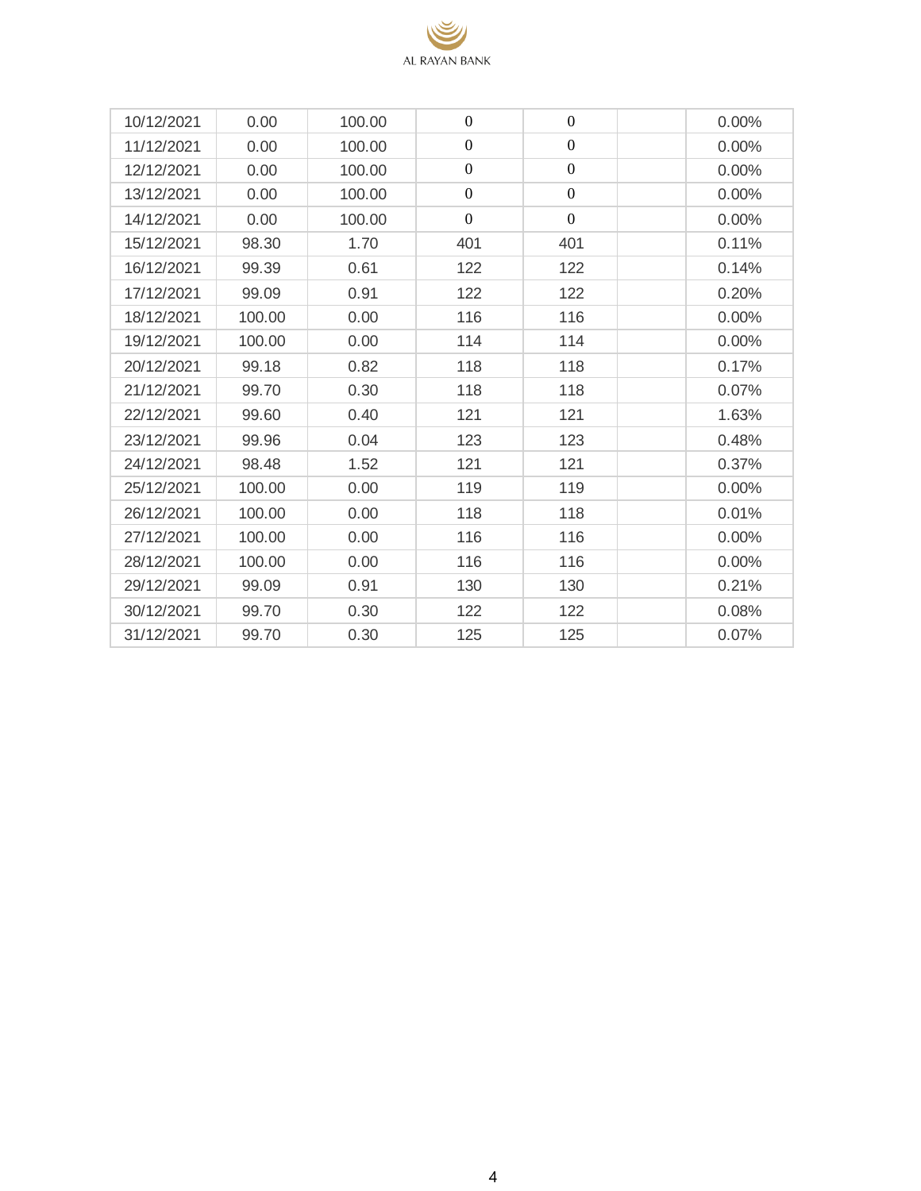| | | | | | | |
|---|---|---|---|---|---|---|
| 10/12/2021 | 0.00 | 100.00 | 0 | 0 | | 0.00% |
| 11/12/2021 | 0.00 | 100.00 | 0 | 0 | | 0.00% |
| 12/12/2021 | 0.00 | 100.00 | 0 | 0 | | 0.00% |
| 13/12/2021 | 0.00 | 100.00 | 0 | 0 | | 0.00% |
| 14/12/2021 | 0.00 | 100.00 | 0 | 0 | | 0.00% |
| 15/12/2021 | 98.30 | 1.70 | 401 | 401 | | 0.11% |
| 16/12/2021 | 99.39 | 0.61 | 122 | 122 | | 0.14% |
| 17/12/2021 | 99.09 | 0.91 | 122 | 122 | | 0.20% |
| 18/12/2021 | 100.00 | 0.00 | 116 | 116 | | 0.00% |
| 19/12/2021 | 100.00 | 0.00 | 114 | 114 | | 0.00% |
| 20/12/2021 | 99.18 | 0.82 | 118 | 118 | | 0.17% |
| 21/12/2021 | 99.70 | 0.30 | 118 | 118 | | 0.07% |
| 22/12/2021 | 99.60 | 0.40 | 121 | 121 | | 1.63% |
| 23/12/2021 | 99.96 | 0.04 | 123 | 123 | | 0.48% |
| 24/12/2021 | 98.48 | 1.52 | 121 | 121 | | 0.37% |
| 25/12/2021 | 100.00 | 0.00 | 119 | 119 | | 0.00% |
| 26/12/2021 | 100.00 | 0.00 | 118 | 118 | | 0.01% |
| 27/12/2021 | 100.00 | 0.00 | 116 | 116 | | 0.00% |
| 28/12/2021 | 100.00 | 0.00 | 116 | 116 | | 0.00% |
| 29/12/2021 | 99.09 | 0.91 | 130 | 130 | | 0.21% |
| 30/12/2021 | 99.70 | 0.30 | 122 | 122 | | 0.08% |
| 31/12/2021 | 99.70 | 0.30 | 125 | 125 | | 0.07% |